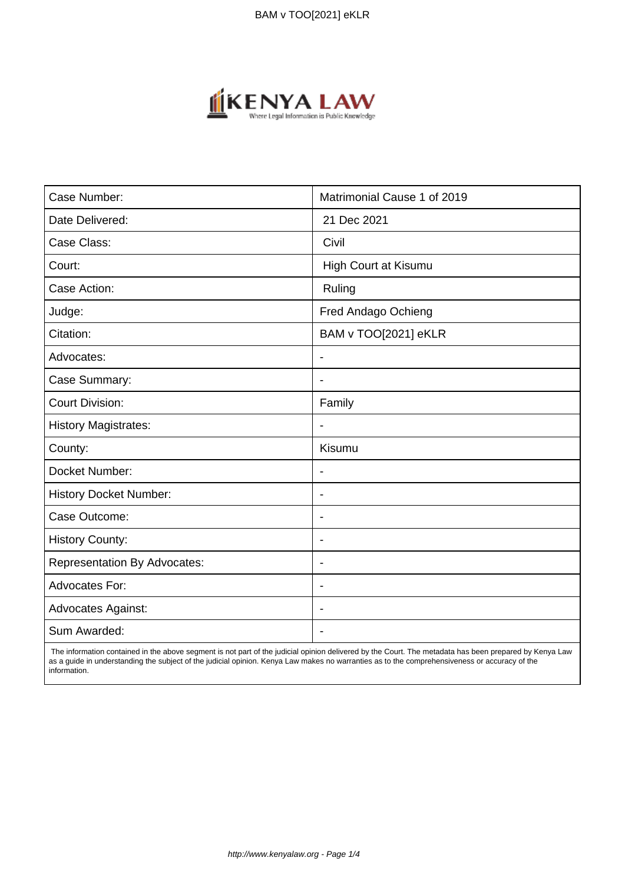| Case Number: | Matrimonial Cause 1 of 2019 |
| --- | --- |
| Date Delivered: | 21 Dec 2021 |
| Case Class: | Civil |
| Court: | High Court at Kisumu |
| Case Action: | Ruling |
| Judge: | Fred Andago Ochieng |
| Citation: | BAM v TOO[2021] eKLR |
| Advocates: | - |
| Case Summary: | - |
| Court Division: | Family |
| History Magistrates: | - |
| County: | Kisumu |
| Docket Number: | - |
| History Docket Number: | - |
| Case Outcome: | - |
| History County: | - |
| Representation By Advocates: | - |
| Advocates For: | - |
| Advocates Against: | - |
| Sum Awarded: | - |

The information contained in the above segment is not part of the judicial opinion delivered by the Court. The metadata has been prepared by Kenya Law as a guide in understanding the subject of the judicial opinion. Kenya Law makes no warranties as to the comprehensiveness or accuracy of the information.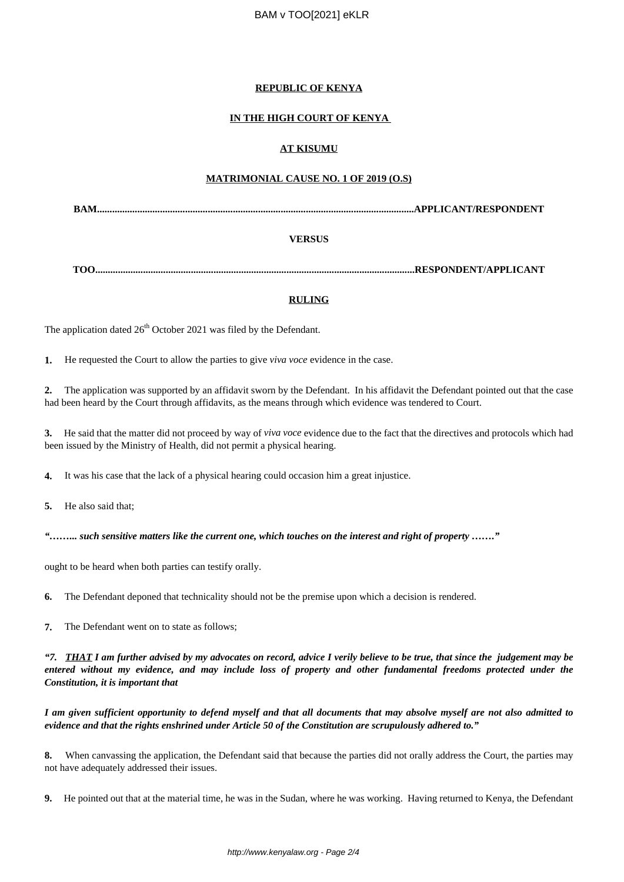**REPUBLIC OF KENYA**

**IN THE HIGH COURT OF KENYA**

**AT KISUMU**

**MATRIMONIAL CAUSE NO. 1 OF 2019 (O.S)**

**BAM..............................................................................................................................APPLICANT/RESPONDENT**

**VERSUS**

**TOO..............................................................................................................................RESPONDENT/APPLICANT**

**RULING**

The application dated 26th October 2021 was filed by the Defendant.

**1.** He requested the Court to allow the parties to give *viva voce* evidence in the case.

**2.** The application was supported by an affidavit sworn by the Defendant. In his affidavit the Defendant pointed out that the case had been heard by the Court through affidavits, as the means through which evidence was tendered to Court.

**3.** He said that the matter did not proceed by way of *viva voce* evidence due to the fact that the directives and protocols which had been issued by the Ministry of Health, did not permit a physical hearing.

**4.** It was his case that the lack of a physical hearing could occasion him a great injustice.

**5.** He also said that;

***"…….. such sensitive matters like the current one, which touches on the interest and right of property ……."***

ought to be heard when both parties can testify orally.

**6.** The Defendant deponed that technicality should not be the premise upon which a decision is rendered.

**7.** The Defendant went on to state as follows;

***"7. THAT I am further advised by my advocates on record, advice I verily believe to be true, that since the judgement may be entered without my evidence, and may include loss of property and other fundamental freedoms protected under the Constitution, it is important that***

***I am given sufficient opportunity to defend myself and that all documents that may absolve myself are not also admitted to evidence and that the rights enshrined under Article 50 of the Constitution are scrupulously adhered to."***

**8.** When canvassing the application, the Defendant said that because the parties did not orally address the Court, the parties may not have adequately addressed their issues.

**9.** He pointed out that at the material time, he was in the Sudan, where he was working. Having returned to Kenya, the Defendant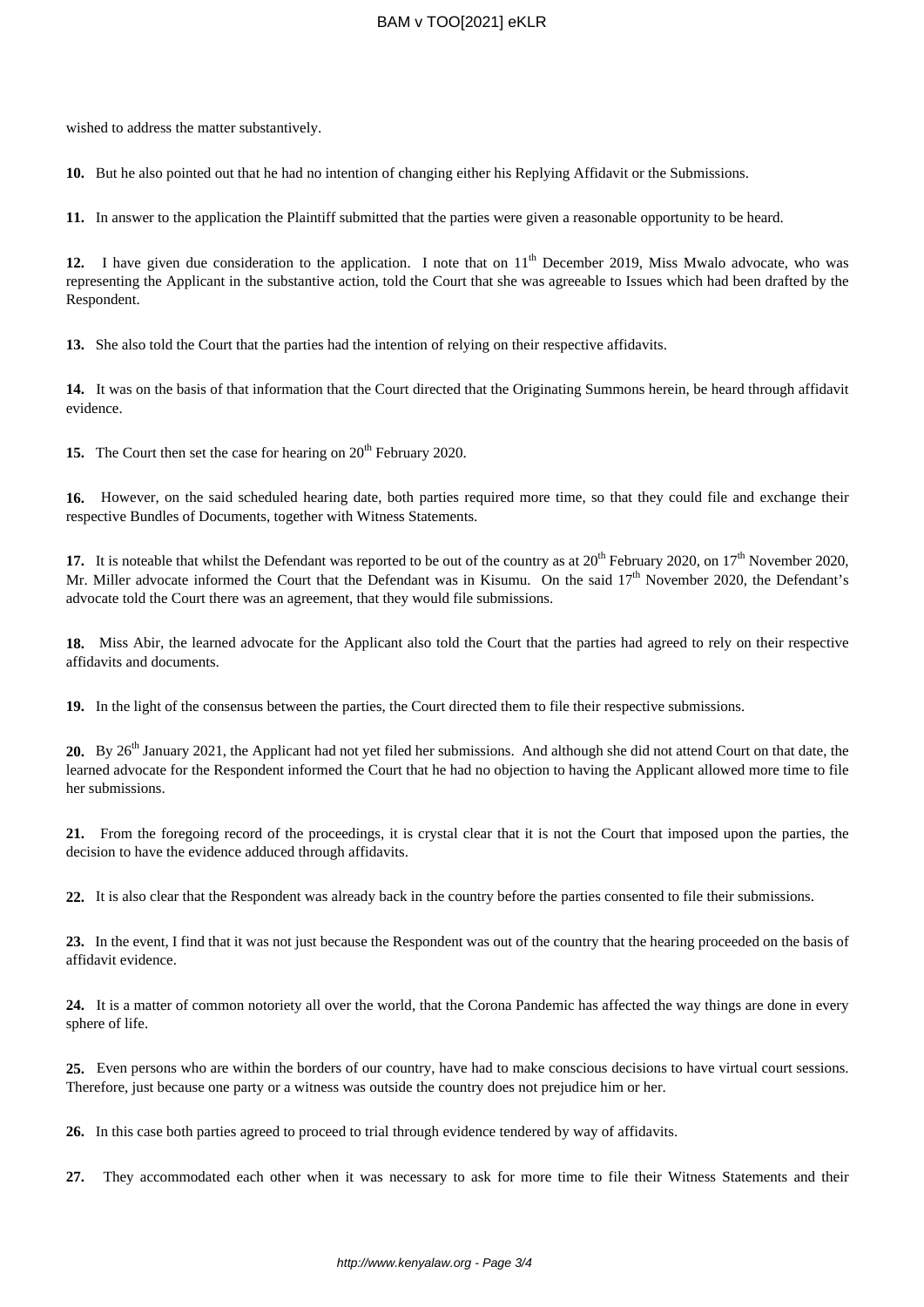wished to address the matter substantively.

**10.** But he also pointed out that he had no intention of changing either his Replying Affidavit or the Submissions.

**11.** In answer to the application the Plaintiff submitted that the parties were given a reasonable opportunity to be heard.

**12.** I have given due consideration to the application. I note that on 11th December 2019, Miss Mwalo advocate, who was representing the Applicant in the substantive action, told the Court that she was agreeable to Issues which had been drafted by the Respondent.

**13.** She also told the Court that the parties had the intention of relying on their respective affidavits.

**14.** It was on the basis of that information that the Court directed that the Originating Summons herein, be heard through affidavit evidence.

**15.** The Court then set the case for hearing on 20th February 2020.

**16.** However, on the said scheduled hearing date, both parties required more time, so that they could file and exchange their respective Bundles of Documents, together with Witness Statements.

**17.** It is noteable that whilst the Defendant was reported to be out of the country as at 20th February 2020, on 17th November 2020, Mr. Miller advocate informed the Court that the Defendant was in Kisumu. On the said 17th November 2020, the Defendant's advocate told the Court there was an agreement, that they would file submissions.

**18.** Miss Abir, the learned advocate for the Applicant also told the Court that the parties had agreed to rely on their respective affidavits and documents.

**19.** In the light of the consensus between the parties, the Court directed them to file their respective submissions.

**20.** By 26th January 2021, the Applicant had not yet filed her submissions. And although she did not attend Court on that date, the learned advocate for the Respondent informed the Court that he had no objection to having the Applicant allowed more time to file her submissions.

**21.** From the foregoing record of the proceedings, it is crystal clear that it is not the Court that imposed upon the parties, the decision to have the evidence adduced through affidavits.

**22.** It is also clear that the Respondent was already back in the country before the parties consented to file their submissions.

**23.** In the event, I find that it was not just because the Respondent was out of the country that the hearing proceeded on the basis of affidavit evidence.

**24.** It is a matter of common notoriety all over the world, that the Corona Pandemic has affected the way things are done in every sphere of life.

**25.** Even persons who are within the borders of our country, have had to make conscious decisions to have virtual court sessions. Therefore, just because one party or a witness was outside the country does not prejudice him or her.

**26.** In this case both parties agreed to proceed to trial through evidence tendered by way of affidavits.

**27.** They accommodated each other when it was necessary to ask for more time to file their Witness Statements and their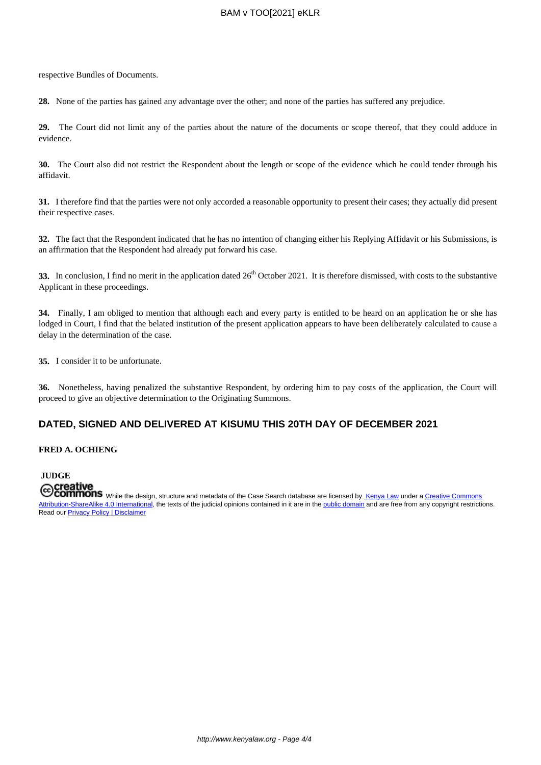respective Bundles of Documents.

**28.** None of the parties has gained any advantage over the other; and none of the parties has suffered any prejudice.

**29.** The Court did not limit any of the parties about the nature of the documents or scope thereof, that they could adduce in evidence.

**30.** The Court also did not restrict the Respondent about the length or scope of the evidence which he could tender through his affidavit.

**31.** I therefore find that the parties were not only accorded a reasonable opportunity to present their cases; they actually did present their respective cases.

**32.** The fact that the Respondent indicated that he has no intention of changing either his Replying Affidavit or his Submissions, is an affirmation that the Respondent had already put forward his case.

**33.** In conclusion, I find no merit in the application dated 26th October 2021. It is therefore dismissed, with costs to the substantive Applicant in these proceedings.

**34.** Finally, I am obliged to mention that although each and every party is entitled to be heard on an application he or she has lodged in Court, I find that the belated institution of the present application appears to have been deliberately calculated to cause a delay in the determination of the case.

**35.** I consider it to be unfortunate.

**36.** Nonetheless, having penalized the substantive Respondent, by ordering him to pay costs of the application, the Court will proceed to give an objective determination to the Originating Summons.

## DATED, SIGNED AND DELIVERED AT KISUMU THIS 20TH DAY OF DECEMBER 2021

**FRED A. OCHIENG**

**JUDGE**

While the design, structure and metadata of the Case Search database are licensed by Kenya Law under a Creative Commons Attribution-ShareAlike 4.0 International, the texts of the judicial opinions contained in it are in the public domain and are free from any copyright restrictions. Read our Privacy Policy | Disclaimer